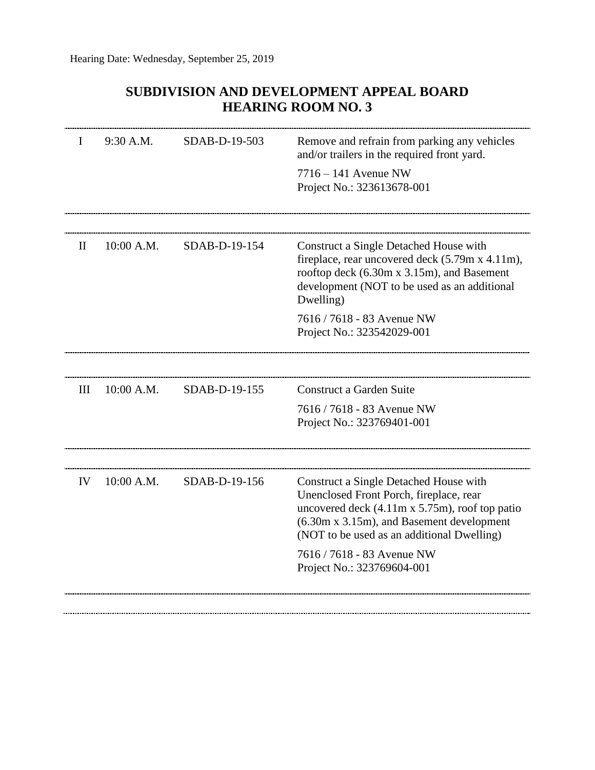Hearing Date: Wednesday, September 25, 2019

# SUBDIVISION AND DEVELOPMENT APPEAL BOARD
# HEARING ROOM NO. 3

| | | | |
|---|---|---|---|
| I | 9:30 A.M. | SDAB-D-19-503 | Remove and refrain from parking any vehicles and/or trailers in the required front yard.<br><br>7716 – 141 Avenue NW<br>Project No.: 323613678-001 |
| II | 10:00 A.M. | SDAB-D-19-154 | Construct a Single Detached House with fireplace, rear uncovered deck (5.79m x 4.11m), rooftop deck (6.30m x 3.15m), and Basement development (NOT to be used as an additional Dwelling)<br><br>7616 / 7618 - 83 Avenue NW<br>Project No.: 323542029-001 |
| III | 10:00 A.M. | SDAB-D-19-155 | Construct a Garden Suite<br><br>7616 / 7618 - 83 Avenue NW<br>Project No.: 323769401-001 |
| IV | 10:00 A.M. | SDAB-D-19-156 | Construct a Single Detached House with Unenclosed Front Porch, fireplace, rear uncovered deck (4.11m x 5.75m), roof top patio (6.30m x 3.15m), and Basement development (NOT to be used as an additional Dwelling)<br><br>7616 / 7618 - 83 Avenue NW<br>Project No.: 323769604-001 |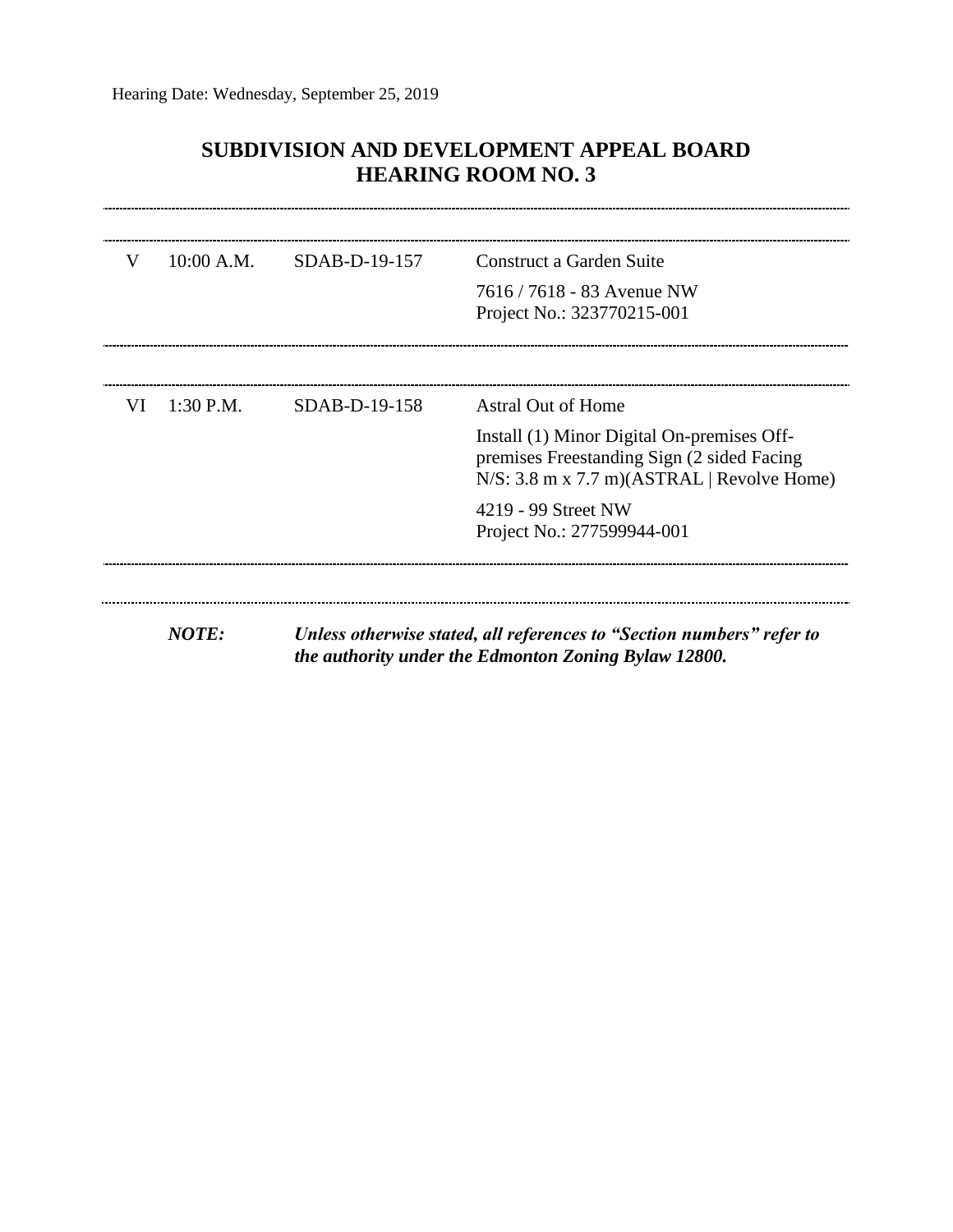Hearing Date: Wednesday, September 25, 2019

## SUBDIVISION AND DEVELOPMENT APPEAL BOARD
## HEARING ROOM NO. 3

| | | | |
|---|---|---|---|
| V | 10:00 A.M. | SDAB-D-19-157 | Construct a Garden Suite<br><br>7616 / 7618 - 83 Avenue NW<br>Project No.: 323770215-001 |
| VI | 1:30 P.M. | SDAB-D-19-158 | Astral Out of Home<br><br>Install (1) Minor Digital On-premises Off-premises Freestanding Sign (2 sided Facing N/S: 3.8 m x 7.7 m)(ASTRAL \| Revolve Home)<br><br>4219 - 99 Street NW<br>Project No.: 277599944-001 |

***NOTE:*** ***Unless otherwise stated, all references to "Section numbers" refer to the authority under the Edmonton Zoning Bylaw 12800.***